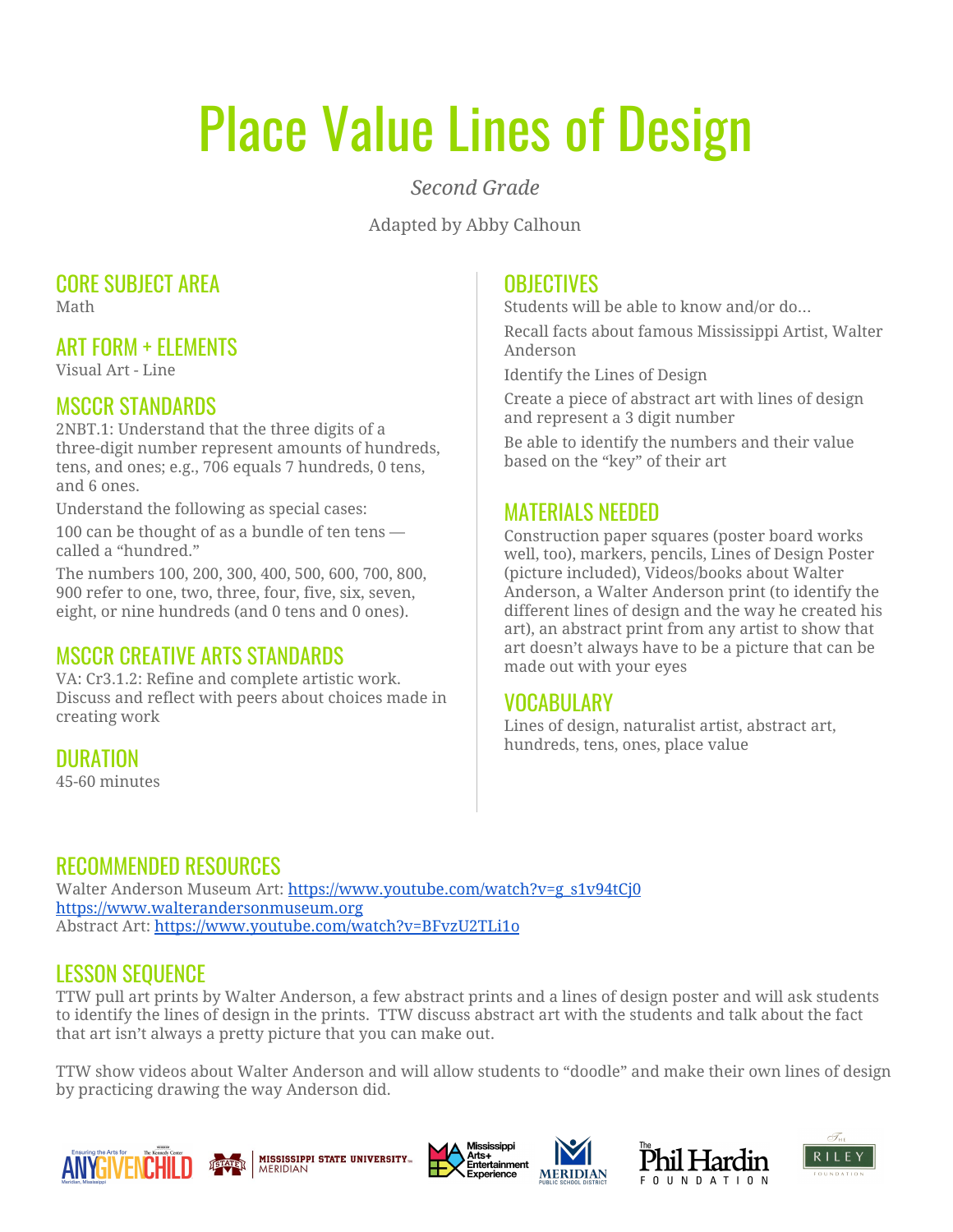# Place Value Lines of Design

*Second Grade*

Adapted by Abby Calhoun

## CORE SUBJECT AREA

Math

## ART FORM + ELEMENTS

Visual Art - Line

## MSCCR STANDARDS

2NBT.1: Understand that the three digits of a three-digit number represent amounts of hundreds, tens, and ones; e.g., 706 equals 7 hundreds, 0 tens, and 6 ones.

Understand the following as special cases:

100 can be thought of as a bundle of ten tens — called a "hundred."

The numbers 100, 200, 300, 400, 500, 600, 700, 800, 900 refer to one, two, three, four, five, six, seven, eight, or nine hundreds (and 0 tens and 0 ones).

## MSCCR CREATIVE ARTS STANDARDS

VA: Cr3.1.2: Refine and complete artistic work. Discuss and reflect with peers about choices made in creating work

## DURATION

45-60 minutes

## OBJECTIVES

Students will be able to know and/or do...

Recall facts about famous Mississippi Artist, Walter Anderson

Identify the Lines of Design

Create a piece of abstract art with lines of design and represent a 3 digit number

Be able to identify the numbers and their value based on the "key" of their art

## MATERIALS NEEDED

Construction paper squares (poster board works well, too), markers, pencils, Lines of Design Poster (picture included), Videos/books about Walter Anderson, a Walter Anderson print (to identify the different lines of design and the way he created his art), an abstract print from any artist to show that art doesn't always have to be a picture that can be made out with your eyes

## VOCABULARY

Lines of design, naturalist artist, abstract art, hundreds, tens, ones, place value

## RECOMMENDED RESOURCES

Walter Anderson Museum Art: https://www.youtube.com/watch?v=g_s1v94tCj0
https://www.walterandersonmuseum.org
Abstract Art: https://www.youtube.com/watch?v=BFvzU2TLi1o

## LESSON SEQUENCE

TTW pull art prints by Walter Anderson, a few abstract prints and a lines of design poster and will ask students to identify the lines of design in the prints. TTW discuss abstract art with the students and talk about the fact that art isn't always a pretty picture that you can make out.

TTW show videos about Walter Anderson and will allow students to "doodle" and make their own lines of design by practicing drawing the way Anderson did.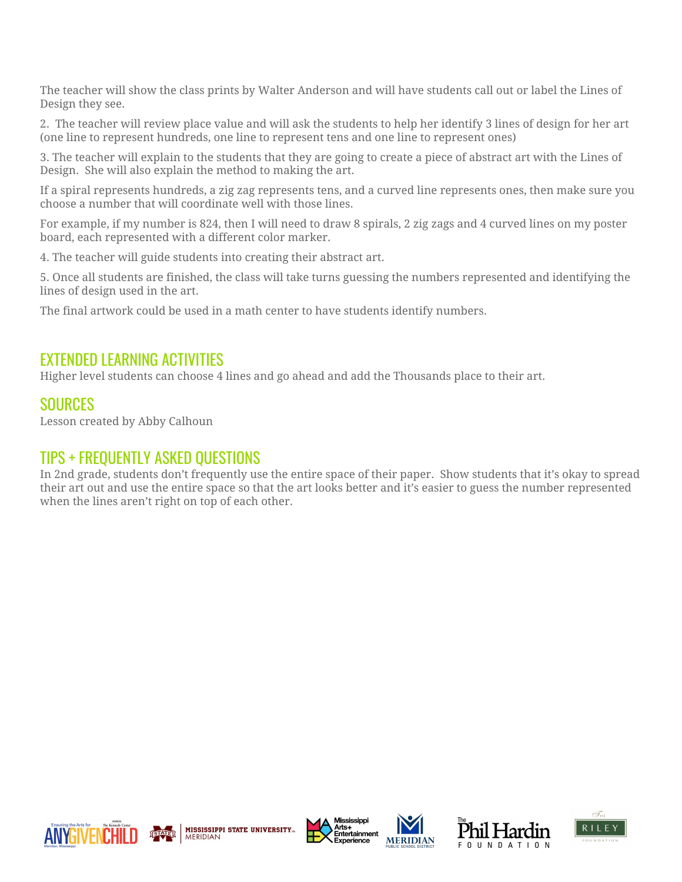The teacher will show the class prints by Walter Anderson and will have students call out or label the Lines of Design they see.

2. The teacher will review place value and will ask the students to help her identify 3 lines of design for her art (one line to represent hundreds, one line to represent tens and one line to represent ones)

3. The teacher will explain to the students that they are going to create a piece of abstract art with the Lines of Design. She will also explain the method to making the art.

If a spiral represents hundreds, a zig zag represents tens, and a curved line represents ones, then make sure you choose a number that will coordinate well with those lines.

For example, if my number is 824, then I will need to draw 8 spirals, 2 zig zags and 4 curved lines on my poster board, each represented with a different color marker.

4. The teacher will guide students into creating their abstract art.

5. Once all students are finished, the class will take turns guessing the numbers represented and identifying the lines of design used in the art.

The final artwork could be used in a math center to have students identify numbers.

## EXTENDED LEARNING ACTIVITIES

Higher level students can choose 4 lines and go ahead and add the Thousands place to their art.

## SOURCES

Lesson created by Abby Calhoun

## TIPS + FREQUENTLY ASKED QUESTIONS

In 2nd grade, students don't frequently use the entire space of their paper. Show students that it's okay to spread their art out and use the entire space so that the art looks better and it's easier to guess the number represented when the lines aren't right on top of each other.